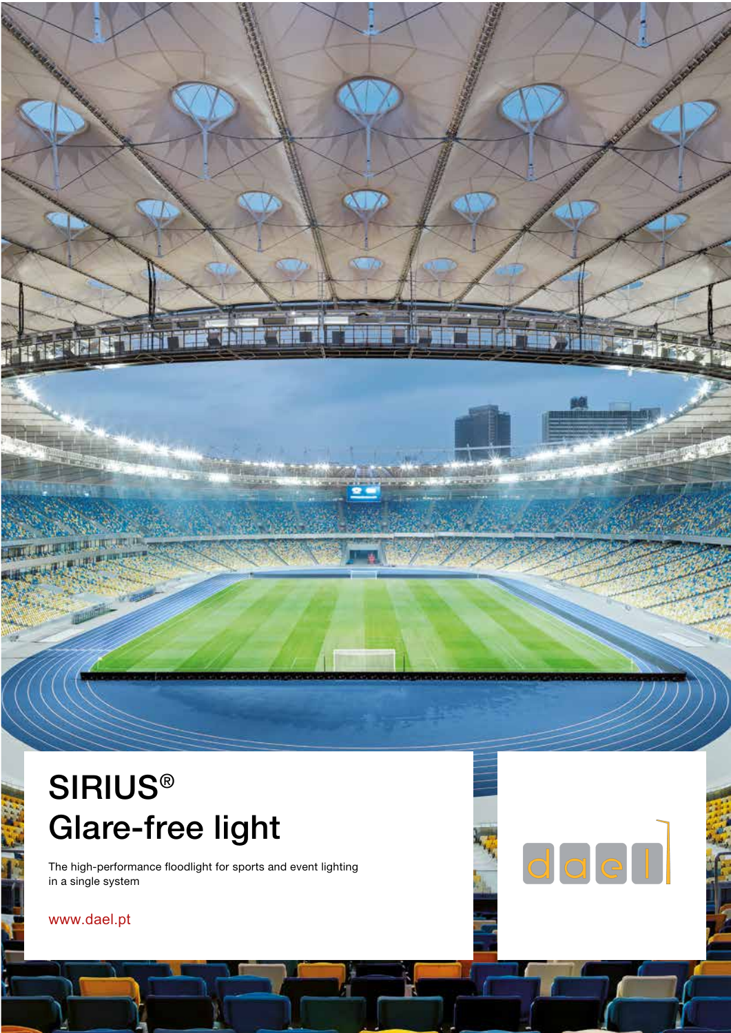# SIRIUS®
# Glare-free light

The high-performance floodlight for sports and event lighting in a single system

www.dael.pt

dael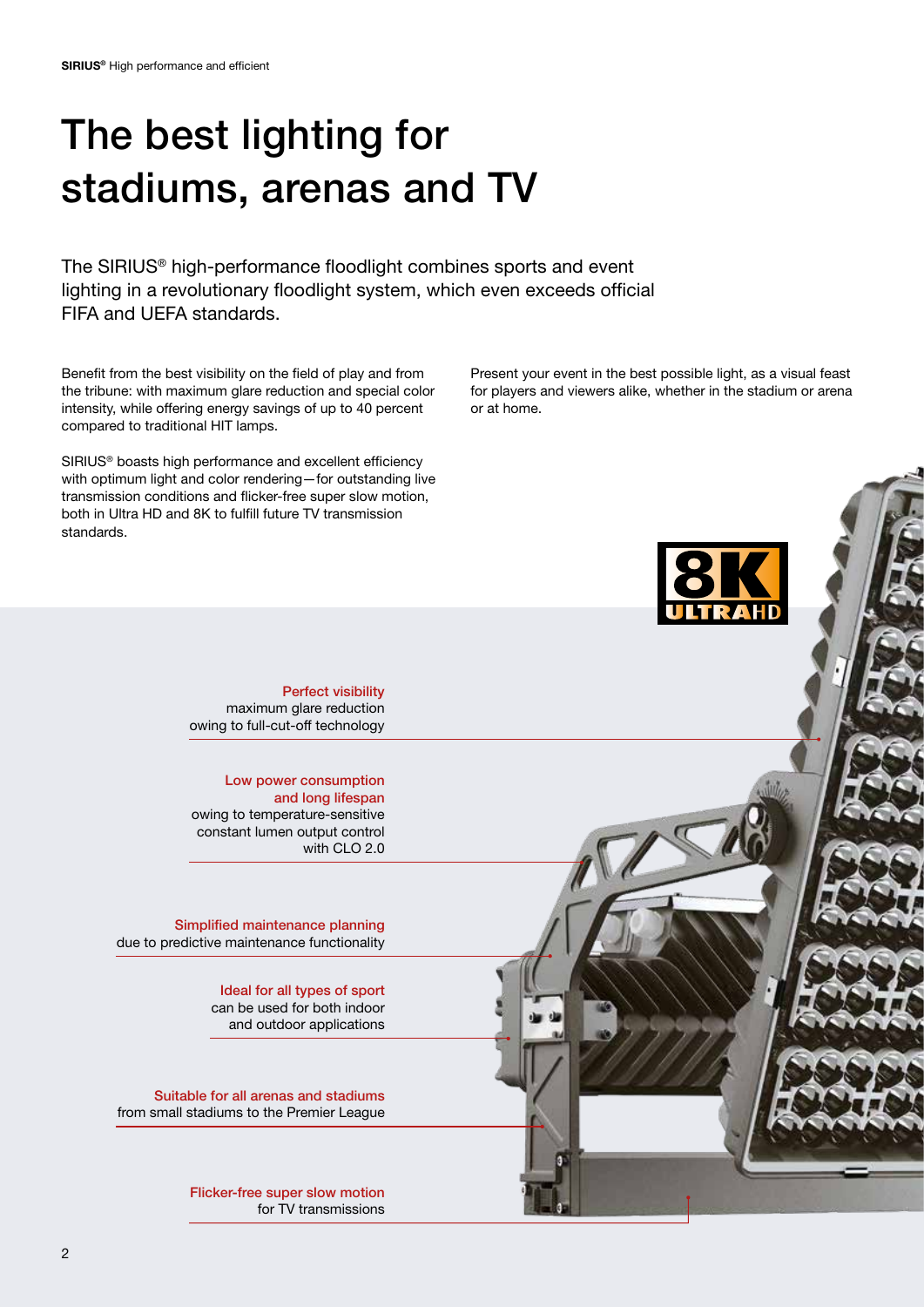# The best lighting for stadiums, arenas and TV

The SIRIUS® high-performance floodlight combines sports and event lighting in a revolutionary floodlight system, which even exceeds official FIFA and UEFA standards.

Benefit from the best visibility on the field of play and from the tribune: with maximum glare reduction and special color intensity, while offering energy savings of up to 40 percent compared to traditional HIT lamps.

SIRIUS® boasts high performance and excellent efficiency with optimum light and color rendering—for outstanding live transmission conditions and flicker-free super slow motion, both in Ultra HD and 8K to fulfill future TV transmission standards.

Present your event in the best possible light, as a visual feast for players and viewers alike, whether in the stadium or arena or at home.

8K ULTRAHD

**Perfect visibility**
maximum glare reduction owing to full-cut-off technology

**Low power consumption and long lifespan**
owing to temperature-sensitive constant lumen output control with CLO 2.0

**Simplified maintenance planning**
due to predictive maintenance functionality

**Ideal for all types of sport**
can be used for both indoor and outdoor applications

**Suitable for all arenas and stadiums**
from small stadiums to the Premier League

**Flicker-free super slow motion**
for TV transmissions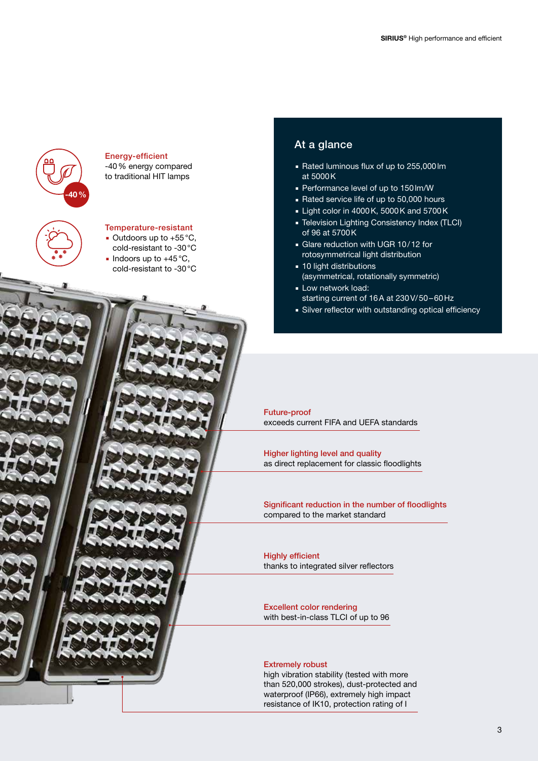**Energy-efficient**
-40 % energy compared to traditional HIT lamps

**Temperature-resistant**

- Outdoors up to +55 °C, cold-resistant to -30 °C
- Indoors up to +45 °C, cold-resistant to -30 °C

## At a glance

- Rated luminous flux of up to 255,000 lm at 5000 K
- Performance level of up to 150 lm/W
- Rated service life of up to 50,000 hours
- Light color in 4000 K, 5000 K and 5700 K
- Television Lighting Consistency Index (TLCI) of 96 at 5700 K
- Glare reduction with UGR 10/12 for rotosymmetrical light distribution
- 10 light distributions (asymmetrical, rotationally symmetric)
- Low network load: starting current of 16 A at 230 V/50 – 60 Hz
- Silver reflector with outstanding optical efficiency

**Future-proof**
exceeds current FIFA and UEFA standards

**Higher lighting level and quality**
as direct replacement for classic floodlights

**Significant reduction in the number of floodlights**
compared to the market standard

**Highly efficient**
thanks to integrated silver reflectors

**Excellent color rendering**
with best-in-class TLCI of up to 96

**Extremely robust**
high vibration stability (tested with more than 520,000 strokes), dust-protected and waterproof (IP66), extremely high impact resistance of IK10, protection rating of I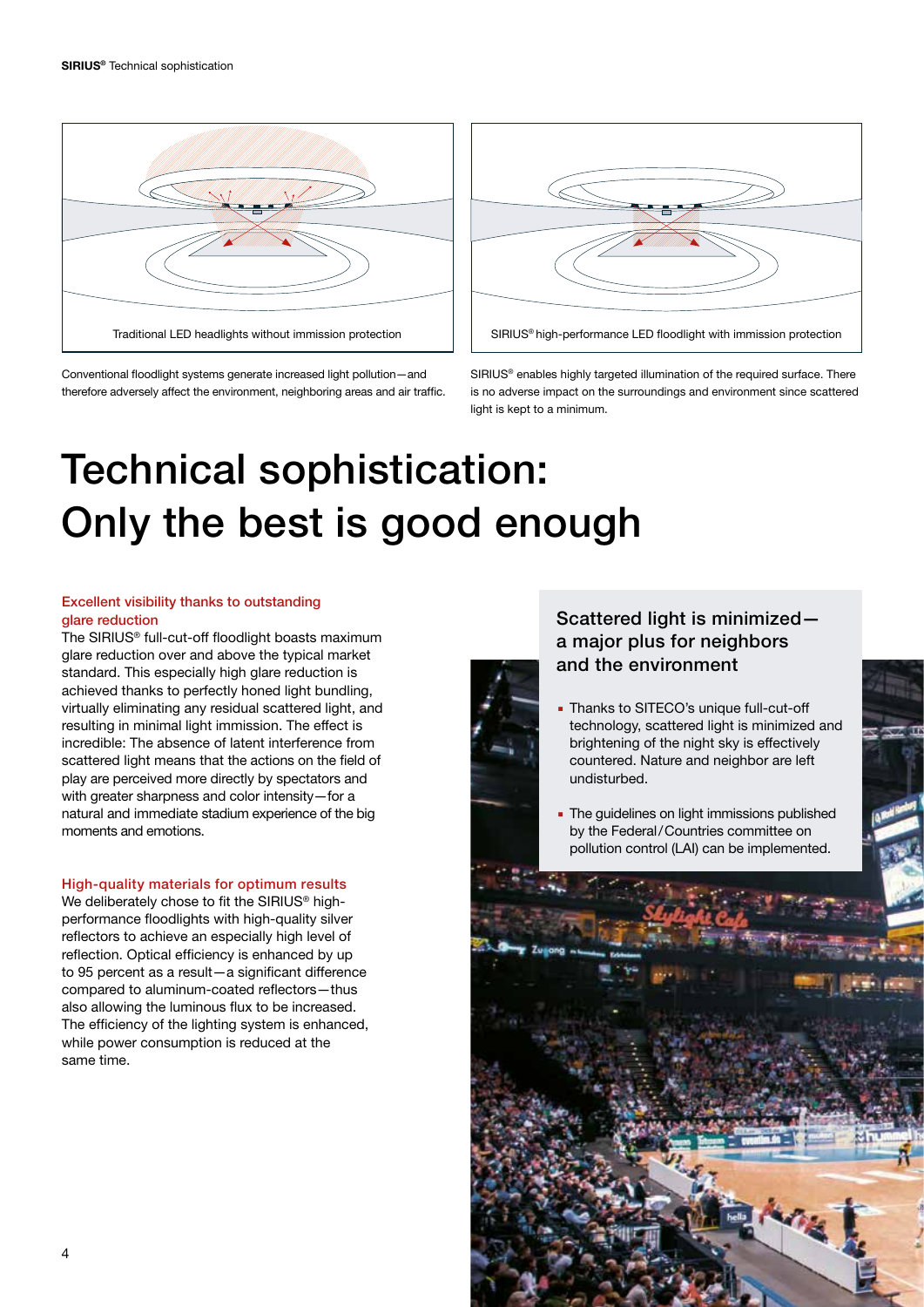Traditional LED headlights without immission protection

SIRIUS® high-performance LED floodlight with immission protection

Conventional floodlight systems generate increased light pollution—and therefore adversely affect the environment, neighboring areas and air traffic.

SIRIUS® enables highly targeted illumination of the required surface. There is no adverse impact on the surroundings and environment since scattered light is kept to a minimum.

# Technical sophistication: Only the best is good enough

### Excellent visibility thanks to outstanding glare reduction

The SIRIUS® full-cut-off floodlight boasts maximum glare reduction over and above the typical market standard. This especially high glare reduction is achieved thanks to perfectly honed light bundling, virtually eliminating any residual scattered light, and resulting in minimal light immission. The effect is incredible: The absence of latent interference from scattered light means that the actions on the field of play are perceived more directly by spectators and with greater sharpness and color intensity—for a natural and immediate stadium experience of the big moments and emotions.

### High-quality materials for optimum results

We deliberately chose to fit the SIRIUS® high-performance floodlights with high-quality silver reflectors to achieve an especially high level of reflection. Optical efficiency is enhanced by up to 95 percent as a result—a significant difference compared to aluminum-coated reflectors—thus also allowing the luminous flux to be increased. The efficiency of the lighting system is enhanced, while power consumption is reduced at the same time.

### Scattered light is minimized—a major plus for neighbors and the environment

- Thanks to SITECO's unique full-cut-off technology, scattered light is minimized and brightening of the night sky is effectively countered. Nature and neighbor are left undisturbed.
- The guidelines on light immissions published by the Federal/Countries committee on pollution control (LAI) can be implemented.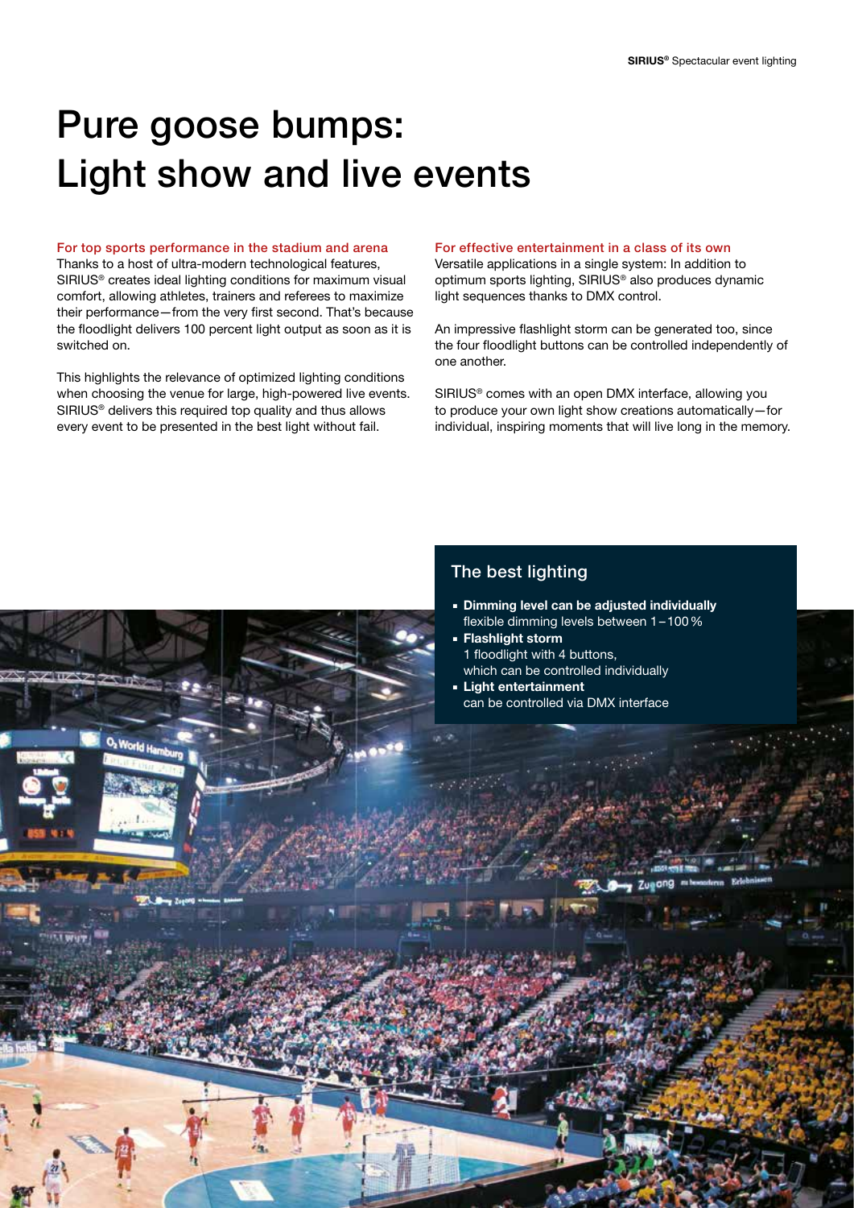# Pure goose bumps: Light show and live events

### For top sports performance in the stadium and arena

Thanks to a host of ultra-modern technological features, SIRIUS® creates ideal lighting conditions for maximum visual comfort, allowing athletes, trainers and referees to maximize their performance—from the very first second. That's because the floodlight delivers 100 percent light output as soon as it is switched on.

This highlights the relevance of optimized lighting conditions when choosing the venue for large, high-powered live events. SIRIUS® delivers this required top quality and thus allows every event to be presented in the best light without fail.

### For effective entertainment in a class of its own

Versatile applications in a single system: In addition to optimum sports lighting, SIRIUS® also produces dynamic light sequences thanks to DMX control.

An impressive flashlight storm can be generated too, since the four floodlight buttons can be controlled independently of one another.

SIRIUS® comes with an open DMX interface, allowing you to produce your own light show creations automatically—for individual, inspiring moments that will live long in the memory.

## The best lighting

- **Dimming level can be adjusted individually**
  flexible dimming levels between 1 – 100 %
- **Flashlight storm**
  1 floodlight with 4 buttons, which can be controlled individually
- **Light entertainment**
  can be controlled via DMX interface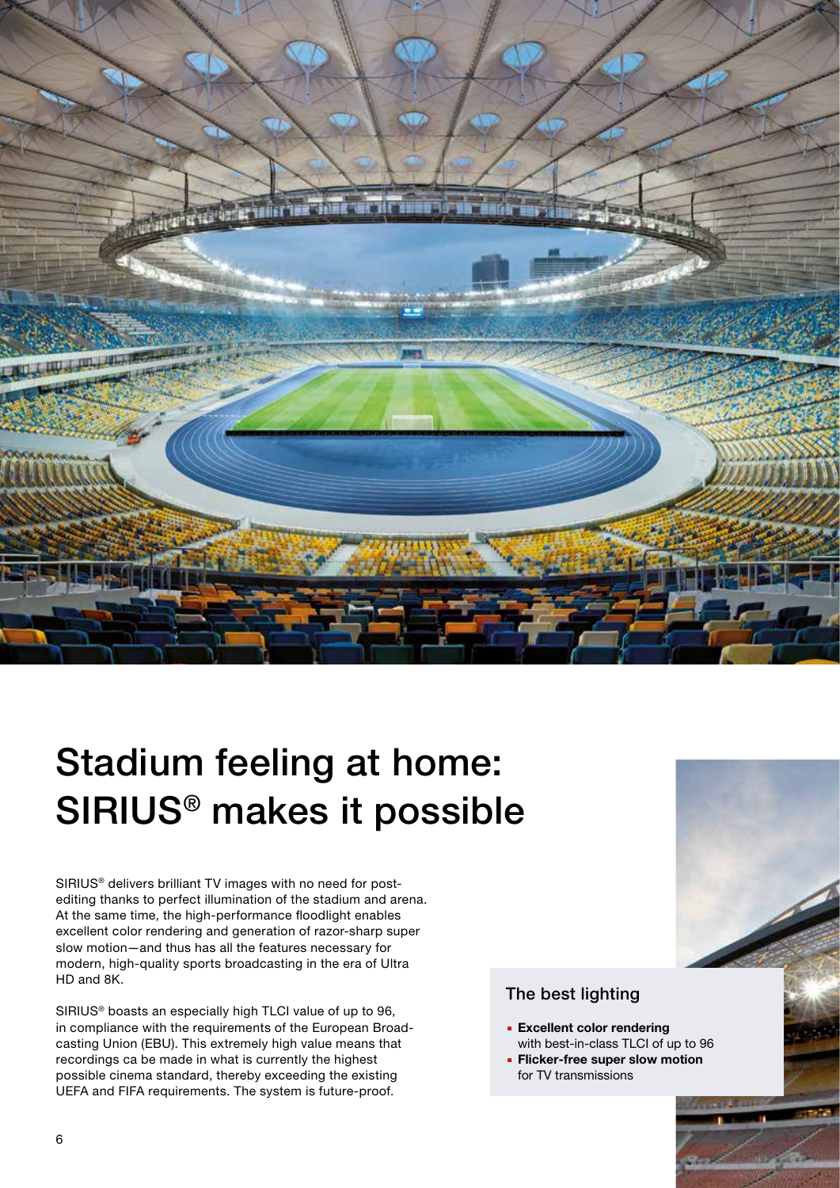# Stadium feeling at home: SIRIUS® makes it possible

SIRIUS® delivers brilliant TV images with no need for post-editing thanks to perfect illumination of the stadium and arena. At the same time, the high-performance floodlight enables excellent color rendering and generation of razor-sharp super slow motion—and thus has all the features necessary for modern, high-quality sports broadcasting in the era of Ultra HD and 8K.

SIRIUS® boasts an especially high TLCI value of up to 96, in compliance with the requirements of the European Broadcasting Union (EBU). This extremely high value means that recordings ca be made in what is currently the highest possible cinema standard, thereby exceeding the existing UEFA and FIFA requirements. The system is future-proof.

## The best lighting

- **Excellent color rendering** with best-in-class TLCI of up to 96
- **Flicker-free super slow motion** for TV transmissions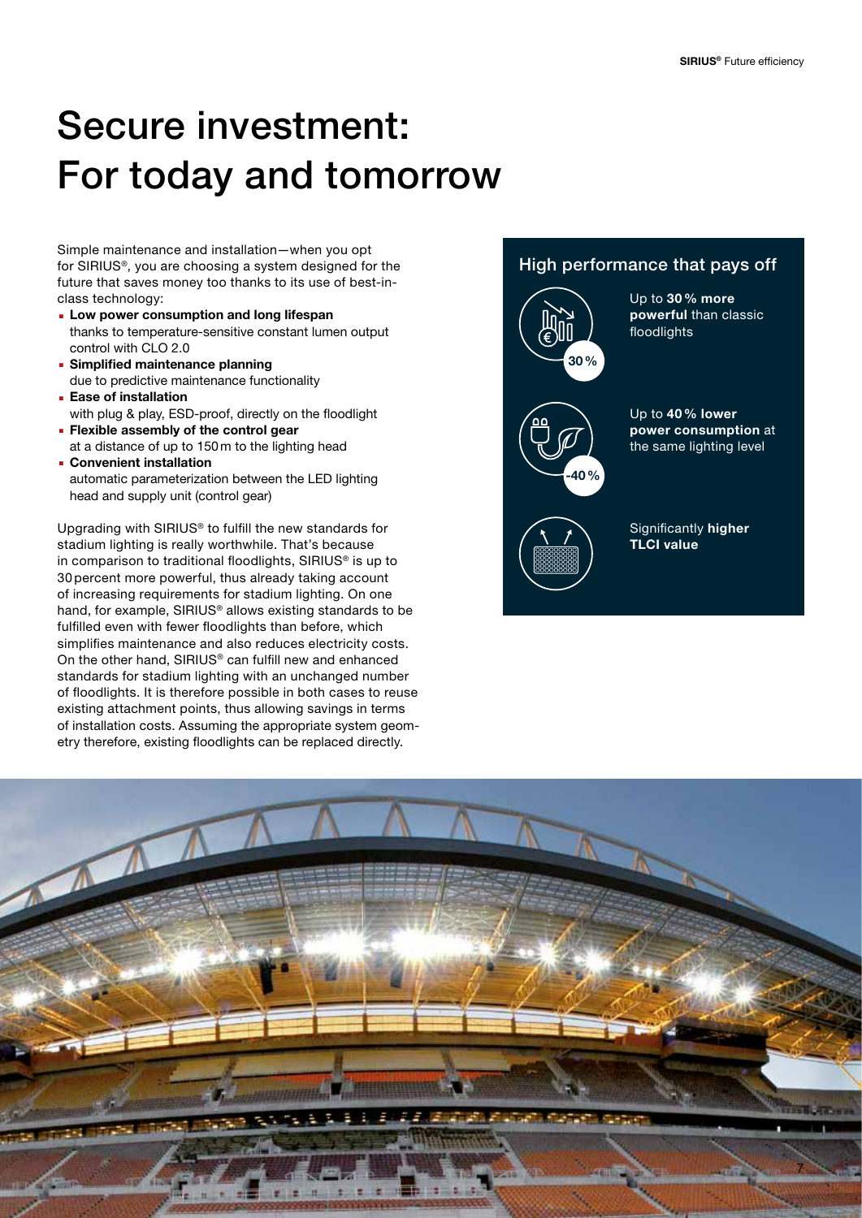# Secure investment: For today and tomorrow

Simple maintenance and installation—when you opt for SIRIUS®, you are choosing a system designed for the future that saves money too thanks to its use of best-in-class technology:

- **Low power consumption and long lifespan** thanks to temperature-sensitive constant lumen output control with CLO 2.0
- **Simplified maintenance planning** due to predictive maintenance functionality
- **Ease of installation** with plug & play, ESD-proof, directly on the floodlight
- **Flexible assembly of the control gear** at a distance of up to 150 m to the lighting head
- **Convenient installation** automatic parameterization between the LED lighting head and supply unit (control gear)

Upgrading with SIRIUS® to fulfill the new standards for stadium lighting is really worthwhile. That's because in comparison to traditional floodlights, SIRIUS® is up to 30 percent more powerful, thus already taking account of increasing requirements for stadium lighting. On one hand, for example, SIRIUS® allows existing standards to be fulfilled even with fewer floodlights than before, which simplifies maintenance and also reduces electricity costs. On the other hand, SIRIUS® can fulfill new and enhanced standards for stadium lighting with an unchanged number of floodlights. It is therefore possible in both cases to reuse existing attachment points, thus allowing savings in terms of installation costs. Assuming the appropriate system geometry therefore, existing floodlights can be replaced directly.

## High performance that pays off

30 %

Up to **30 % more powerful** than classic floodlights

-40 %

Up to **40 % lower power consumption** at the same lighting level

Significantly **higher TLCI value**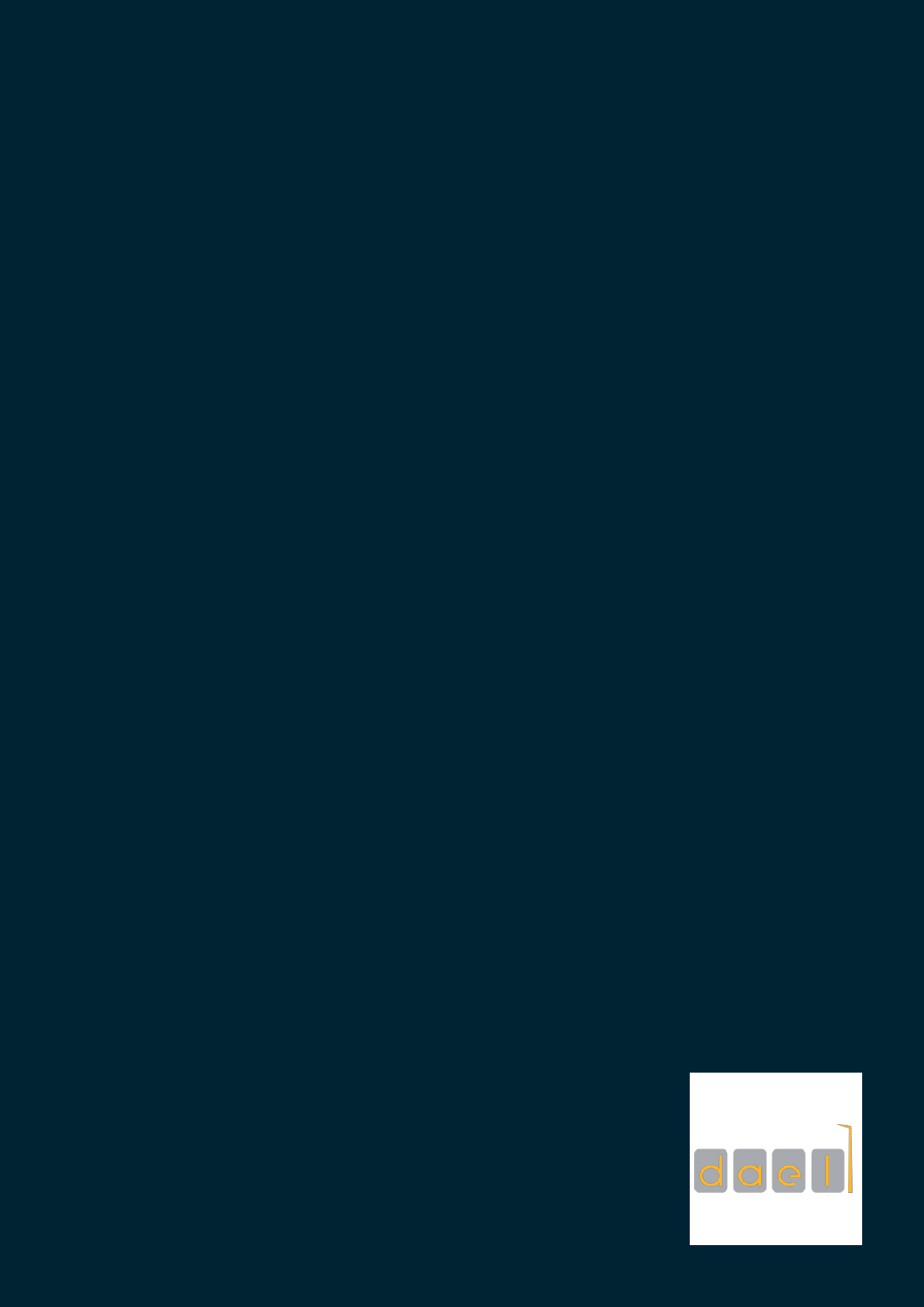d a e l